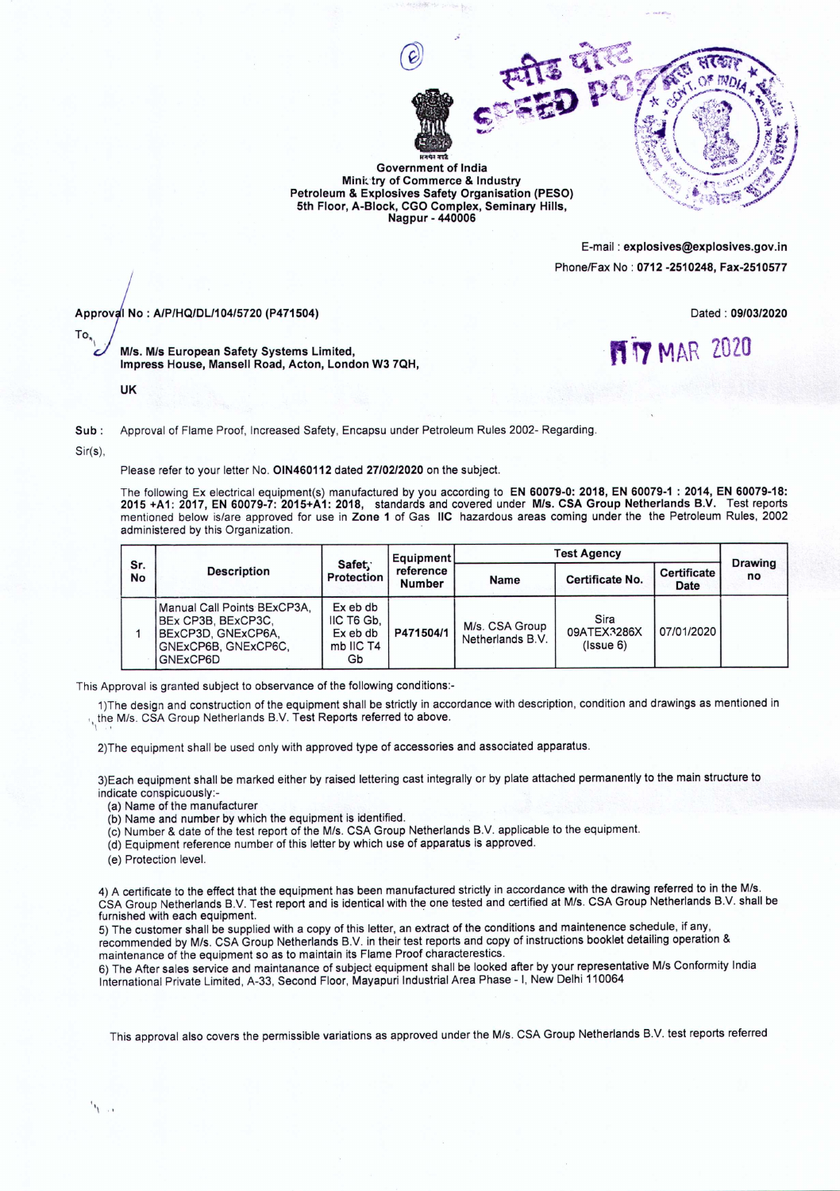Government of India
Ministry of Commerce & Industry
Petroleum & Explosives Safety Organisation (PESO)
5th Floor, A-Block, CGO Complex, Seminary Hills,
Nagpur - 440006

E-mail : **explosives@explosives.gov.in**
Phone/Fax No : **0712 -2510248, Fax-2510577**

**Approval No : A/P/HQ/DL/104/5720 (P471504)**

Dated : **09/03/2020**

To,

**M/s. M/s European Safety Systems Limited,**
**Impress House, Mansell Road, Acton, London W3 7QH,**

**UK**

17 MAR 2020

Sub : Approval of Flame Proof, Increased Safety, Encapsu under Petroleum Rules 2002- Regarding.

Sir(s),

Please refer to your letter No. **OIN460112** dated **27/02/2020** on the subject.

The following Ex electrical equipment(s) manufactured by you according to **EN 60079-0: 2018, EN 60079-1 : 2014, EN 60079-18: 2015 +A1: 2017, EN 60079-7: 2015+A1: 2018,** standards and covered under **M/s. CSA Group Netherlands B.V.** Test reports mentioned below is/are approved for use in **Zone 1** of Gas **IIC** hazardous areas coming under the the Petroleum Rules, 2002 administered by this Organization.

| Sr. No | Description | Safety Protection | Equipment reference Number | Test Agency | | | Drawing no |
|---|---|---|---|---|---|---|---|
| | | | | Name | Certificate No. | Certificate Date | |
| 1 | Manual Call Points BExCP3A, BEx CP3B, BExCP3C, BExCP3D, GNExCP6A, GNExCP6B, GNExCP6C, GNExCP6D | Ex eb db IIC T6 Gb, Ex eb db mb IIC T4 Gb | **P471504/1** | M/s. CSA Group Netherlands B.V. | Sira 09ATEX3286X (Issue 6) | 07/01/2020 | |

This Approval is granted subject to observance of the following conditions:-

1)The design and construction of the equipment shall be strictly in accordance with description, condition and drawings as mentioned in the M/s. CSA Group Netherlands B.V. Test Reports referred to above.

2)The equipment shall be used only with approved type of accessories and associated apparatus.

3)Each equipment shall be marked either by raised lettering cast integrally or by plate attached permanently to the main structure to indicate conspicuously:-

(a) Name of the manufacturer
(b) Name and number by which the equipment is identified.
(c) Number & date of the test report of the M/s. CSA Group Netherlands B.V. applicable to the equipment.
(d) Equipment reference number of this letter by which use of apparatus is approved.
(e) Protection level.

4) A certificate to the effect that the equipment has been manufactured strictly in accordance with the drawing referred to in the M/s. CSA Group Netherlands B.V. Test report and is identical with the one tested and certified at M/s. CSA Group Netherlands B.V. shall be furnished with each equipment.
5) The customer shall be supplied with a copy of this letter, an extract of the conditions and maintenence schedule, if any, recommended by M/s. CSA Group Netherlands B.V. in their test reports and copy of instructions booklet detailing operation & maintenance of the equipment so as to maintain its Flame Proof characterestics.
6) The After sales service and maintanance of subject equipment shall be looked after by your representative M/s Conformity India International Private Limited, A-33, Second Floor, Mayapuri Industrial Area Phase - I, New Delhi 110064

This approval also covers the permissible variations as approved under the M/s. CSA Group Netherlands B.V. test reports referred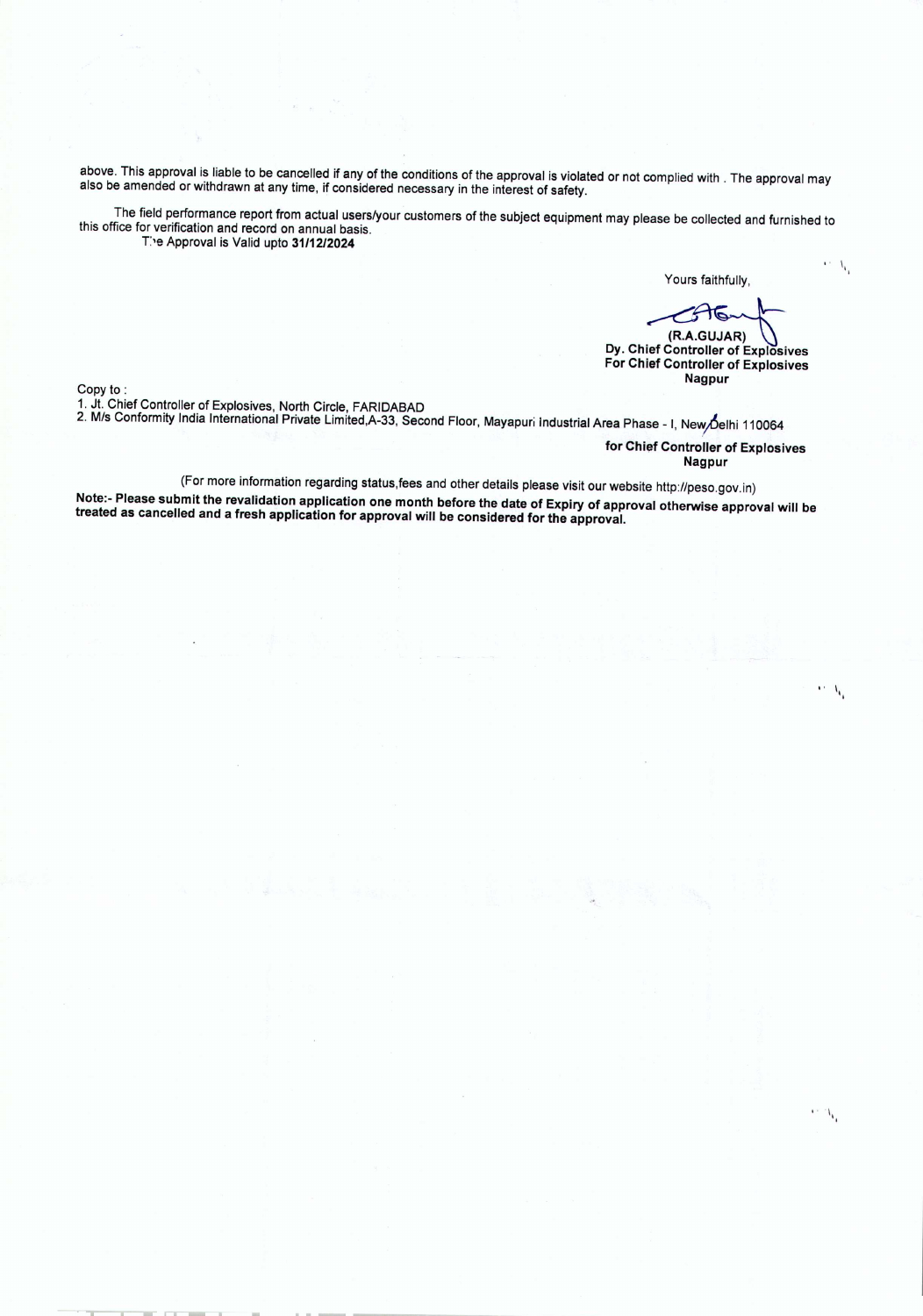above. This approval is liable to be cancelled if any of the conditions of the approval is violated or not complied with . The approval may also be amended or withdrawn at any time, if considered necessary in the interest of safety.

The field performance report from actual users/your customers of the subject equipment may please be collected and furnished to this office for verification and record on annual basis.

The Approval is Valid upto **31/12/2024**

Yours faithfully,

**(R.A.GUJAR)**
**Dy. Chief Controller of Explosives**
**For Chief Controller of Explosives**
**Nagpur**

Copy to :

1. Jt. Chief Controller of Explosives, North Circle, FARIDABAD
2. M/s Conformity India International Private Limited,A-33, Second Floor, Mayapuri Industrial Area Phase - I, New Delhi 110064

**for Chief Controller of Explosives**
**Nagpur**

(For more information regarding status,fees and other details please visit our website http://peso.gov.in)

**Note:- Please submit the revalidation application one month before the date of Expiry of approval otherwise approval will be treated as cancelled and a fresh application for approval will be considered for the approval.**